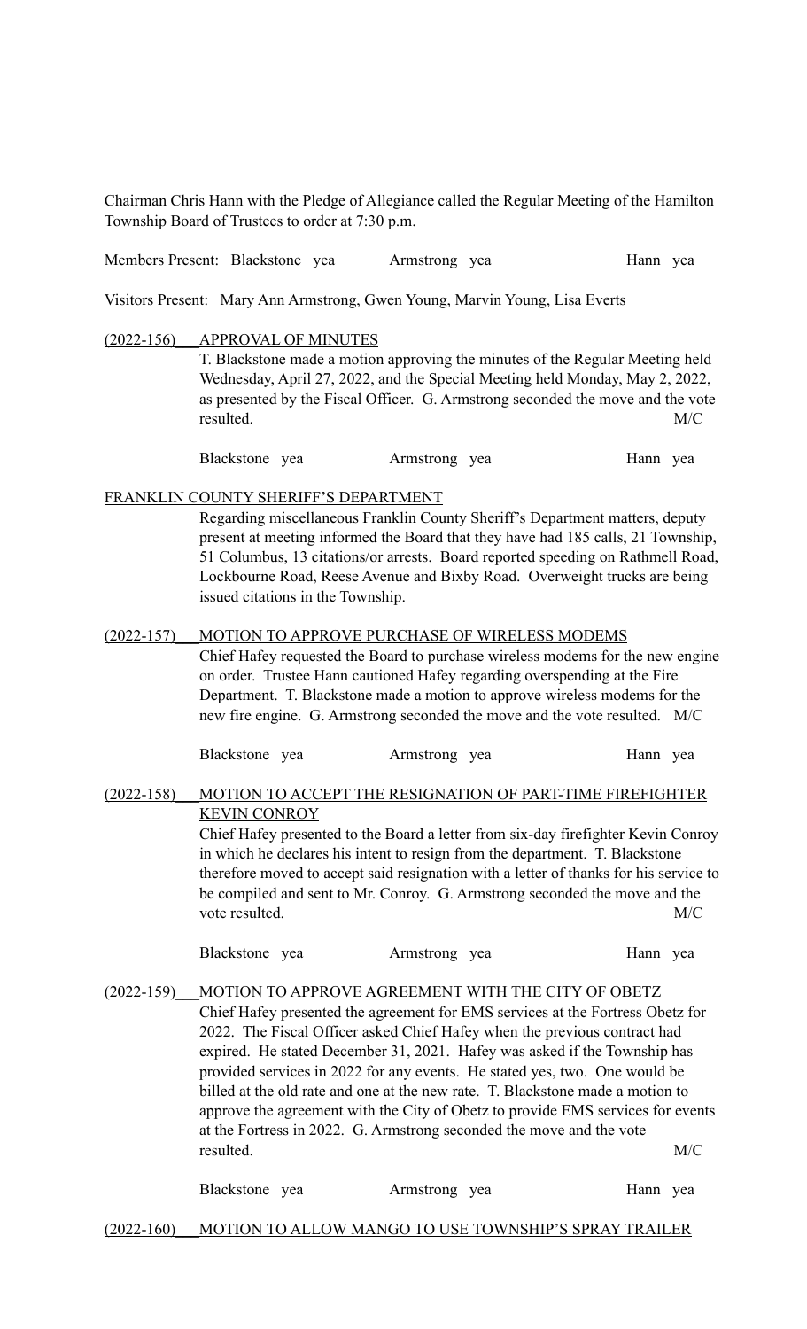Chairman Chris Hann with the Pledge of Allegiance called the Regular Meeting of the Hamilton Township Board of Trustees to order at 7:30 p.m.

Members Present: Blackstone yea Armstrong yea Hann yea

Visitors Present: Mary Ann Armstrong, Gwen Young, Marvin Young, Lisa Everts

(2022-156) APPROVAL OF MINUTES

T. Blackstone made a motion approving the minutes of the Regular Meeting held Wednesday, April 27, 2022, and the Special Meeting held Monday, May 2, 2022, as presented by the Fiscal Officer. G. Armstrong seconded the move and the vote resulted. M/C

Blackstone yea Armstrong yea Hann yea

FRANKLIN COUNTY SHERIFF'S DEPARTMENT

Regarding miscellaneous Franklin County Sheriff's Department matters, deputy present at meeting informed the Board that they have had 185 calls, 21 Township, 51 Columbus, 13 citations/or arrests. Board reported speeding on Rathmell Road, Lockbourne Road, Reese Avenue and Bixby Road. Overweight trucks are being issued citations in the Township.

(2022-157) MOTION TO APPROVE PURCHASE OF WIRELESS MODEMS

Chief Hafey requested the Board to purchase wireless modems for the new engine on order. Trustee Hann cautioned Hafey regarding overspending at the Fire Department. T. Blackstone made a motion to approve wireless modems for the new fire engine. G. Armstrong seconded the move and the vote resulted. M/C

Blackstone yea Armstrong yea Hann yea

(2022-158) MOTION TO ACCEPT THE RESIGNATION OF PART-TIME FIREFIGHTER KEVIN CONROY

Chief Hafey presented to the Board a letter from six-day firefighter Kevin Conroy in which he declares his intent to resign from the department. T. Blackstone therefore moved to accept said resignation with a letter of thanks for his service to be compiled and sent to Mr. Conroy. G. Armstrong seconded the move and the vote resulted. M/C

Blackstone yea Armstrong yea Hann yea

(2022-159) MOTION TO APPROVE AGREEMENT WITH THE CITY OF OBETZ

Chief Hafey presented the agreement for EMS services at the Fortress Obetz for 2022. The Fiscal Officer asked Chief Hafey when the previous contract had expired. He stated December 31, 2021. Hafey was asked if the Township has provided services in 2022 for any events. He stated yes, two. One would be billed at the old rate and one at the new rate. T. Blackstone made a motion to approve the agreement with the City of Obetz to provide EMS services for events at the Fortress in 2022. G. Armstrong seconded the move and the vote resulted. M/C

Blackstone yea Armstrong yea Hann yea

(2022-160) MOTION TO ALLOW MANGO TO USE TOWNSHIP'S SPRAY TRAILER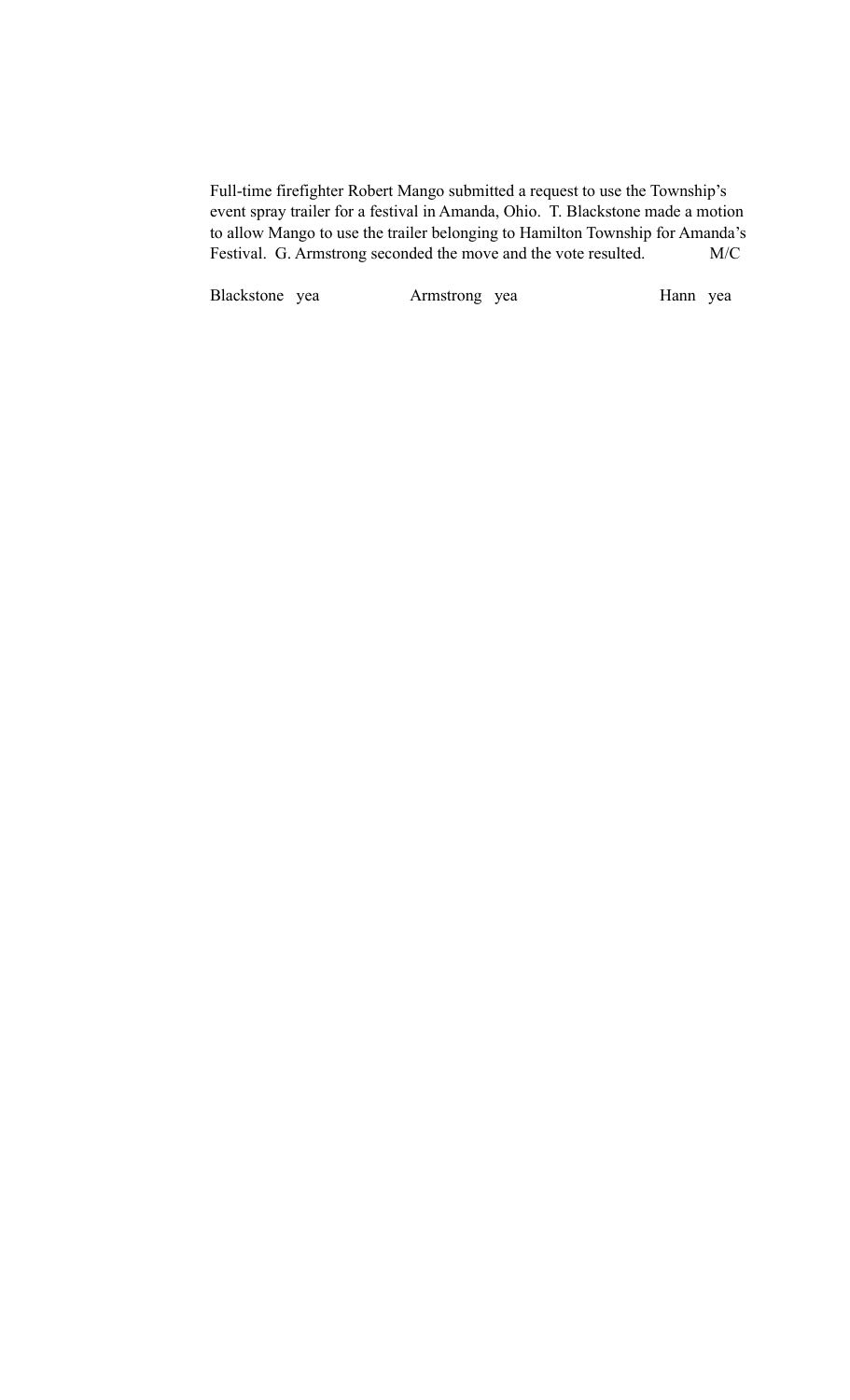Full-time firefighter Robert Mango submitted a request to use the Township's event spray trailer for a festival in Amanda, Ohio. T. Blackstone made a motion to allow Mango to use the trailer belonging to Hamilton Township for Amanda's Festival. G. Armstrong seconded the move and the vote resulted. M/C

Blackstone yea Armstrong yea Hann yea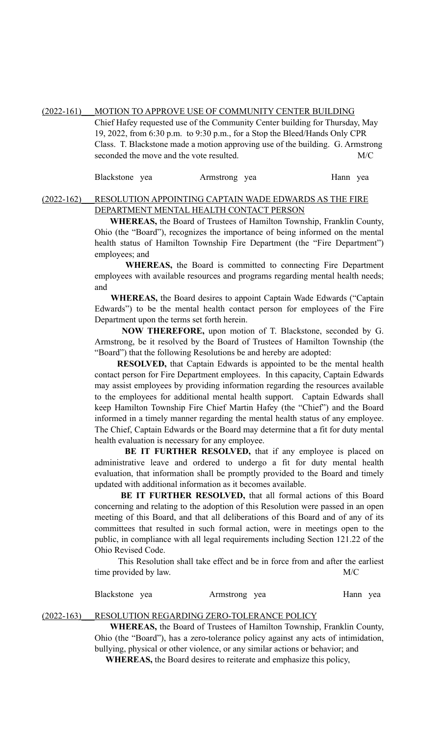(2022-161) MOTION TO APPROVE USE OF COMMUNITY CENTER BUILDING

Chief Hafey requested use of the Community Center building for Thursday, May 19, 2022, from 6:30 p.m. to 9:30 p.m., for a Stop the Bleed/Hands Only CPR Class. T. Blackstone made a motion approving use of the building. G. Armstrong seconded the move and the vote resulted. M/C

Blackstone yea Armstrong yea Hann yea

(2022-162) RESOLUTION APPOINTING CAPTAIN WADE EDWARDS AS THE FIRE DEPARTMENT MENTAL HEALTH CONTACT PERSON

**WHEREAS,** the Board of Trustees of Hamilton Township, Franklin County, Ohio (the "Board"), recognizes the importance of being informed on the mental health status of Hamilton Township Fire Department (the "Fire Department") employees; and

**WHEREAS,** the Board is committed to connecting Fire Department employees with available resources and programs regarding mental health needs; and

**WHEREAS,** the Board desires to appoint Captain Wade Edwards ("Captain Edwards") to be the mental health contact person for employees of the Fire Department upon the terms set forth herein.

**NOW THEREFORE,** upon motion of T. Blackstone, seconded by G. Armstrong, be it resolved by the Board of Trustees of Hamilton Township (the "Board") that the following Resolutions be and hereby are adopted:

**RESOLVED,** that Captain Edwards is appointed to be the mental health contact person for Fire Department employees. In this capacity, Captain Edwards may assist employees by providing information regarding the resources available to the employees for additional mental health support. Captain Edwards shall keep Hamilton Township Fire Chief Martin Hafey (the "Chief") and the Board informed in a timely manner regarding the mental health status of any employee. The Chief, Captain Edwards or the Board may determine that a fit for duty mental health evaluation is necessary for any employee.

**BE IT FURTHER RESOLVED,** that if any employee is placed on administrative leave and ordered to undergo a fit for duty mental health evaluation, that information shall be promptly provided to the Board and timely updated with additional information as it becomes available.

**BE IT FURTHER RESOLVED,** that all formal actions of this Board concerning and relating to the adoption of this Resolution were passed in an open meeting of this Board, and that all deliberations of this Board and of any of its committees that resulted in such formal action, were in meetings open to the public, in compliance with all legal requirements including Section 121.22 of the Ohio Revised Code.

This Resolution shall take effect and be in force from and after the earliest time provided by law. M/C

Blackstone yea Armstrong yea Hann yea

(2022-163) RESOLUTION REGARDING ZERO-TOLERANCE POLICY

**WHEREAS,** the Board of Trustees of Hamilton Township, Franklin County, Ohio (the "Board"), has a zero-tolerance policy against any acts of intimidation, bullying, physical or other violence, or any similar actions or behavior; and

**WHEREAS,** the Board desires to reiterate and emphasize this policy,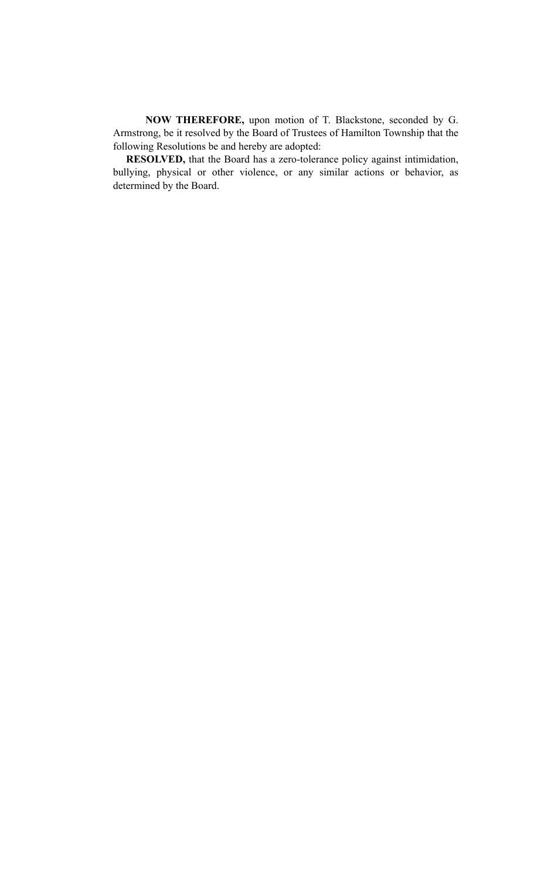**NOW THEREFORE,** upon motion of T. Blackstone, seconded by G. Armstrong, be it resolved by the Board of Trustees of Hamilton Township that the following Resolutions be and hereby are adopted:

**RESOLVED,** that the Board has a zero-tolerance policy against intimidation, bullying, physical or other violence, or any similar actions or behavior, as determined by the Board.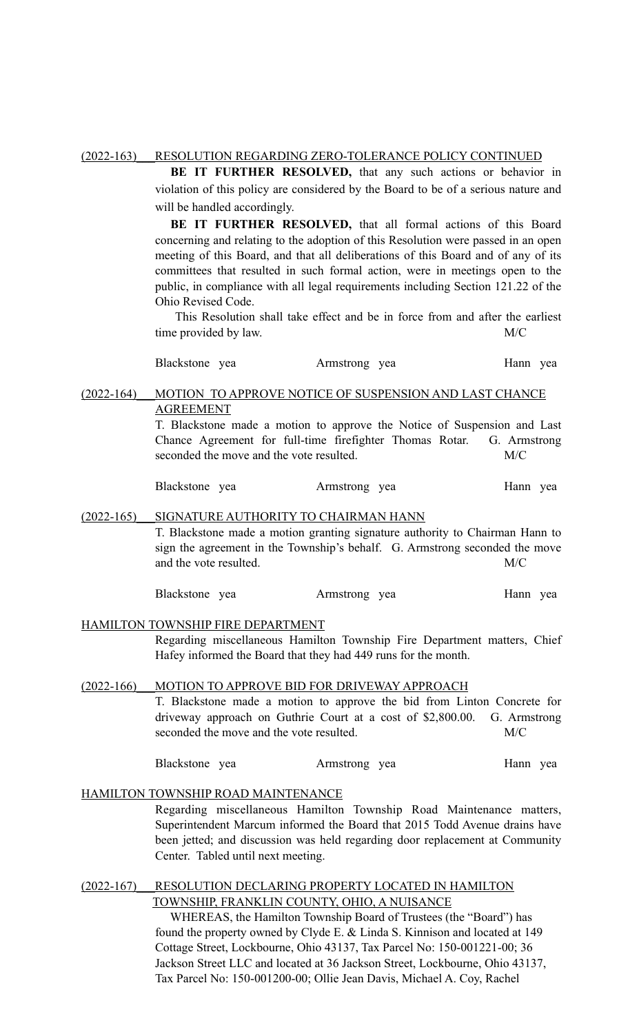(2022-163) RESOLUTION REGARDING ZERO-TOLERANCE POLICY CONTINUED

**BE IT FURTHER RESOLVED,** that any such actions or behavior in violation of this policy are considered by the Board to be of a serious nature and will be handled accordingly.

**BE IT FURTHER RESOLVED,** that all formal actions of this Board concerning and relating to the adoption of this Resolution were passed in an open meeting of this Board, and that all deliberations of this Board and of any of its committees that resulted in such formal action, were in meetings open to the public, in compliance with all legal requirements including Section 121.22 of the Ohio Revised Code.

This Resolution shall take effect and be in force from and after the earliest time provided by law. M/C

Blackstone yea Armstrong yea Hann yea

(2022-164) MOTION TO APPROVE NOTICE OF SUSPENSION AND LAST CHANCE AGREEMENT

T. Blackstone made a motion to approve the Notice of Suspension and Last Chance Agreement for full-time firefighter Thomas Rotar. G. Armstrong seconded the move and the vote resulted. M/C

Blackstone yea Armstrong yea Hann yea

(2022-165) SIGNATURE AUTHORITY TO CHAIRMAN HANN

T. Blackstone made a motion granting signature authority to Chairman Hann to sign the agreement in the Township's behalf. G. Armstrong seconded the move and the vote resulted. M/C

Blackstone yea Armstrong yea Hann yea

HAMILTON TOWNSHIP FIRE DEPARTMENT

Regarding miscellaneous Hamilton Township Fire Department matters, Chief Hafey informed the Board that they had 449 runs for the month.

(2022-166) MOTION TO APPROVE BID FOR DRIVEWAY APPROACH

T. Blackstone made a motion to approve the bid from Linton Concrete for driveway approach on Guthrie Court at a cost of $2,800.00. G. Armstrong seconded the move and the vote resulted. M/C

Blackstone yea Armstrong yea Hann yea

HAMILTON TOWNSHIP ROAD MAINTENANCE

Regarding miscellaneous Hamilton Township Road Maintenance matters, Superintendent Marcum informed the Board that 2015 Todd Avenue drains have been jetted; and discussion was held regarding door replacement at Community Center. Tabled until next meeting.

(2022-167) RESOLUTION DECLARING PROPERTY LOCATED IN HAMILTON TOWNSHIP, FRANKLIN COUNTY, OHIO, A NUISANCE

WHEREAS, the Hamilton Township Board of Trustees (the "Board") has found the property owned by Clyde E. & Linda S. Kinnison and located at 149 Cottage Street, Lockbourne, Ohio 43137, Tax Parcel No: 150-001221-00; 36 Jackson Street LLC and located at 36 Jackson Street, Lockbourne, Ohio 43137, Tax Parcel No: 150-001200-00; Ollie Jean Davis, Michael A. Coy, Rachel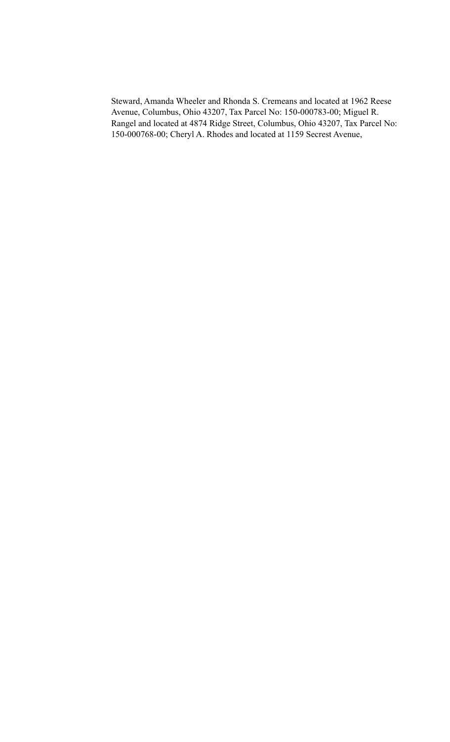Steward, Amanda Wheeler and Rhonda S. Cremeans and located at 1962 Reese Avenue, Columbus, Ohio 43207, Tax Parcel No: 150-000783-00; Miguel R. Rangel and located at 4874 Ridge Street, Columbus, Ohio 43207, Tax Parcel No: 150-000768-00; Cheryl A. Rhodes and located at 1159 Secrest Avenue,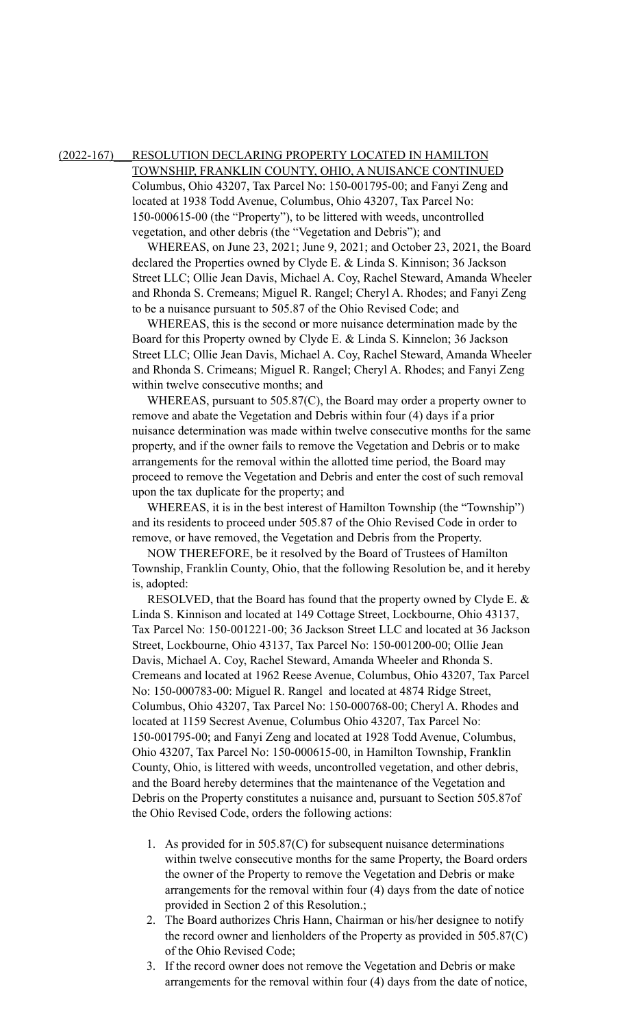(2022-167) <u>RESOLUTION DECLARING PROPERTY LOCATED IN HAMILTON TOWNSHIP, FRANKLIN COUNTY, OHIO, A NUISANCE CONTINUED</u>

Columbus, Ohio 43207, Tax Parcel No: 150-001795-00; and Fanyi Zeng and located at 1938 Todd Avenue, Columbus, Ohio 43207, Tax Parcel No: 150-000615-00 (the "Property"), to be littered with weeds, uncontrolled vegetation, and other debris (the "Vegetation and Debris"); and

WHEREAS, on June 23, 2021; June 9, 2021; and October 23, 2021, the Board declared the Properties owned by Clyde E. & Linda S. Kinnison; 36 Jackson Street LLC; Ollie Jean Davis, Michael A. Coy, Rachel Steward, Amanda Wheeler and Rhonda S. Cremeans; Miguel R. Rangel; Cheryl A. Rhodes; and Fanyi Zeng to be a nuisance pursuant to 505.87 of the Ohio Revised Code; and

WHEREAS, this is the second or more nuisance determination made by the Board for this Property owned by Clyde E. & Linda S. Kinnelon; 36 Jackson Street LLC; Ollie Jean Davis, Michael A. Coy, Rachel Steward, Amanda Wheeler and Rhonda S. Crimeans; Miguel R. Rangel; Cheryl A. Rhodes; and Fanyi Zeng within twelve consecutive months; and

WHEREAS, pursuant to 505.87(C), the Board may order a property owner to remove and abate the Vegetation and Debris within four (4) days if a prior nuisance determination was made within twelve consecutive months for the same property, and if the owner fails to remove the Vegetation and Debris or to make arrangements for the removal within the allotted time period, the Board may proceed to remove the Vegetation and Debris and enter the cost of such removal upon the tax duplicate for the property; and

WHEREAS, it is in the best interest of Hamilton Township (the "Township") and its residents to proceed under 505.87 of the Ohio Revised Code in order to remove, or have removed, the Vegetation and Debris from the Property.

NOW THEREFORE, be it resolved by the Board of Trustees of Hamilton Township, Franklin County, Ohio, that the following Resolution be, and it hereby is, adopted:

RESOLVED, that the Board has found that the property owned by Clyde E. & Linda S. Kinnison and located at 149 Cottage Street, Lockbourne, Ohio 43137, Tax Parcel No: 150-001221-00; 36 Jackson Street LLC and located at 36 Jackson Street, Lockbourne, Ohio 43137, Tax Parcel No: 150-001200-00; Ollie Jean Davis, Michael A. Coy, Rachel Steward, Amanda Wheeler and Rhonda S. Cremeans and located at 1962 Reese Avenue, Columbus, Ohio 43207, Tax Parcel No: 150-000783-00: Miguel R. Rangel and located at 4874 Ridge Street, Columbus, Ohio 43207, Tax Parcel No: 150-000768-00; Cheryl A. Rhodes and located at 1159 Secrest Avenue, Columbus Ohio 43207, Tax Parcel No: 150-001795-00; and Fanyi Zeng and located at 1928 Todd Avenue, Columbus, Ohio 43207, Tax Parcel No: 150-000615-00, in Hamilton Township, Franklin County, Ohio, is littered with weeds, uncontrolled vegetation, and other debris, and the Board hereby determines that the maintenance of the Vegetation and Debris on the Property constitutes a nuisance and, pursuant to Section 505.87of the Ohio Revised Code, orders the following actions:

1. As provided for in 505.87(C) for subsequent nuisance determinations within twelve consecutive months for the same Property, the Board orders the owner of the Property to remove the Vegetation and Debris or make arrangements for the removal within four (4) days from the date of notice provided in Section 2 of this Resolution.;
2. The Board authorizes Chris Hann, Chairman or his/her designee to notify the record owner and lienholders of the Property as provided in 505.87(C) of the Ohio Revised Code;
3. If the record owner does not remove the Vegetation and Debris or make arrangements for the removal within four (4) days from the date of notice,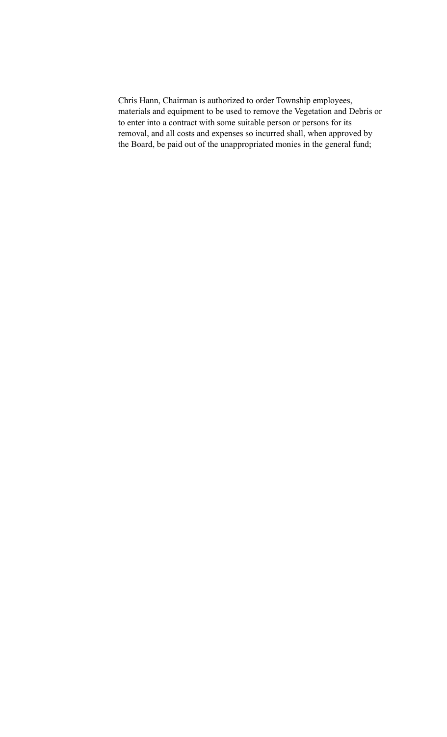Chris Hann, Chairman is authorized to order Township employees, materials and equipment to be used to remove the Vegetation and Debris or to enter into a contract with some suitable person or persons for its removal, and all costs and expenses so incurred shall, when approved by the Board, be paid out of the unappropriated monies in the general fund;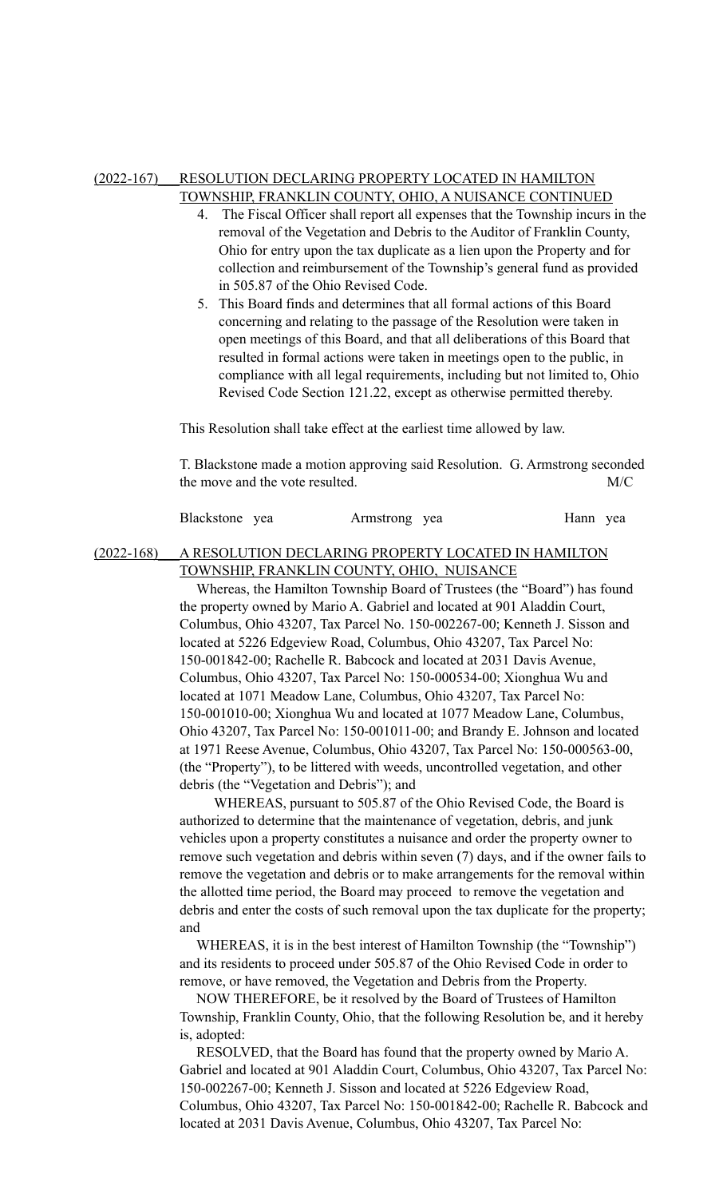(2022-167) RESOLUTION DECLARING PROPERTY LOCATED IN HAMILTON TOWNSHIP, FRANKLIN COUNTY, OHIO, A NUISANCE CONTINUED

4. The Fiscal Officer shall report all expenses that the Township incurs in the removal of the Vegetation and Debris to the Auditor of Franklin County, Ohio for entry upon the tax duplicate as a lien upon the Property and for collection and reimbursement of the Township's general fund as provided in 505.87 of the Ohio Revised Code.
5. This Board finds and determines that all formal actions of this Board concerning and relating to the passage of the Resolution were taken in open meetings of this Board, and that all deliberations of this Board that resulted in formal actions were taken in meetings open to the public, in compliance with all legal requirements, including but not limited to, Ohio Revised Code Section 121.22, except as otherwise permitted thereby.

This Resolution shall take effect at the earliest time allowed by law.

T. Blackstone made a motion approving said Resolution. G. Armstrong seconded the move and the vote resulted. M/C

Blackstone yea     Armstrong yea     Hann yea

(2022-168) A RESOLUTION DECLARING PROPERTY LOCATED IN HAMILTON TOWNSHIP, FRANKLIN COUNTY, OHIO, NUISANCE

Whereas, the Hamilton Township Board of Trustees (the "Board") has found the property owned by Mario A. Gabriel and located at 901 Aladdin Court, Columbus, Ohio 43207, Tax Parcel No. 150-002267-00; Kenneth J. Sisson and located at 5226 Edgeview Road, Columbus, Ohio 43207, Tax Parcel No: 150-001842-00; Rachelle R. Babcock and located at 2031 Davis Avenue, Columbus, Ohio 43207, Tax Parcel No: 150-000534-00; Xionghua Wu and located at 1071 Meadow Lane, Columbus, Ohio 43207, Tax Parcel No: 150-001010-00; Xionghua Wu and located at 1077 Meadow Lane, Columbus, Ohio 43207, Tax Parcel No: 150-001011-00; and Brandy E. Johnson and located at 1971 Reese Avenue, Columbus, Ohio 43207, Tax Parcel No: 150-000563-00, (the "Property"), to be littered with weeds, uncontrolled vegetation, and other debris (the "Vegetation and Debris"); and

WHEREAS, pursuant to 505.87 of the Ohio Revised Code, the Board is authorized to determine that the maintenance of vegetation, debris, and junk vehicles upon a property constitutes a nuisance and order the property owner to remove such vegetation and debris within seven (7) days, and if the owner fails to remove the vegetation and debris or to make arrangements for the removal within the allotted time period, the Board may proceed to remove the vegetation and debris and enter the costs of such removal upon the tax duplicate for the property; and

WHEREAS, it is in the best interest of Hamilton Township (the "Township") and its residents to proceed under 505.87 of the Ohio Revised Code in order to remove, or have removed, the Vegetation and Debris from the Property.

NOW THEREFORE, be it resolved by the Board of Trustees of Hamilton Township, Franklin County, Ohio, that the following Resolution be, and it hereby is, adopted:

RESOLVED, that the Board has found that the property owned by Mario A. Gabriel and located at 901 Aladdin Court, Columbus, Ohio 43207, Tax Parcel No: 150-002267-00; Kenneth J. Sisson and located at 5226 Edgeview Road, Columbus, Ohio 43207, Tax Parcel No: 150-001842-00; Rachelle R. Babcock and located at 2031 Davis Avenue, Columbus, Ohio 43207, Tax Parcel No: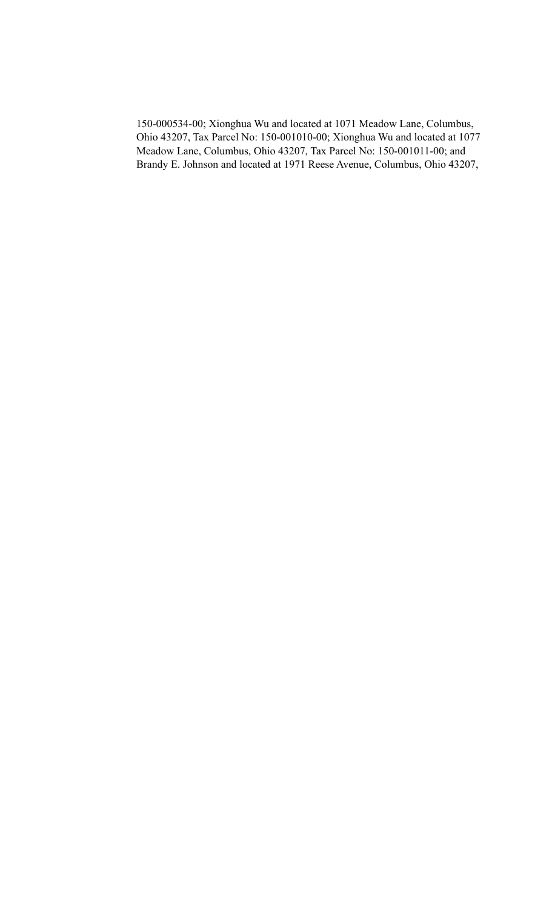150-000534-00; Xionghua Wu and located at 1071 Meadow Lane, Columbus, Ohio 43207, Tax Parcel No: 150-001010-00; Xionghua Wu and located at 1077 Meadow Lane, Columbus, Ohio 43207, Tax Parcel No: 150-001011-00; and Brandy E. Johnson and located at 1971 Reese Avenue, Columbus, Ohio 43207,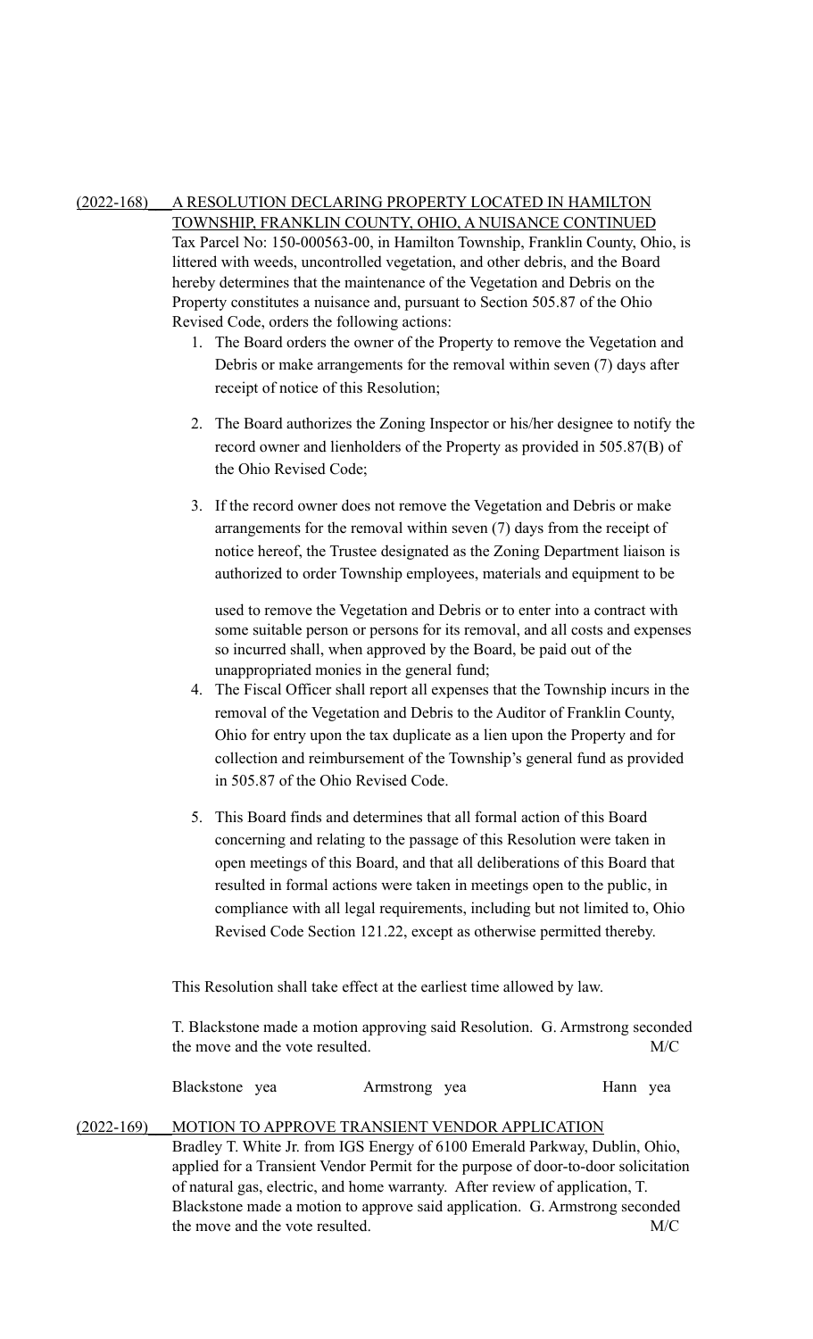(2022-168) <u>A RESOLUTION DECLARING PROPERTY LOCATED IN HAMILTON TOWNSHIP, FRANKLIN COUNTY, OHIO, A NUISANCE CONTINUED</u>

Tax Parcel No: 150-000563-00, in Hamilton Township, Franklin County, Ohio, is littered with weeds, uncontrolled vegetation, and other debris, and the Board hereby determines that the maintenance of the Vegetation and Debris on the Property constitutes a nuisance and, pursuant to Section 505.87 of the Ohio Revised Code, orders the following actions:

1. The Board orders the owner of the Property to remove the Vegetation and Debris or make arrangements for the removal within seven (7) days after receipt of notice of this Resolution;

2. The Board authorizes the Zoning Inspector or his/her designee to notify the record owner and lienholders of the Property as provided in 505.87(B) of the Ohio Revised Code;

3. If the record owner does not remove the Vegetation and Debris or make arrangements for the removal within seven (7) days from the receipt of notice hereof, the Trustee designated as the Zoning Department liaison is authorized to order Township employees, materials and equipment to be

   used to remove the Vegetation and Debris or to enter into a contract with some suitable person or persons for its removal, and all costs and expenses so incurred shall, when approved by the Board, be paid out of the unappropriated monies in the general fund;
4. The Fiscal Officer shall report all expenses that the Township incurs in the removal of the Vegetation and Debris to the Auditor of Franklin County, Ohio for entry upon the tax duplicate as a lien upon the Property and for collection and reimbursement of the Township's general fund as provided in 505.87 of the Ohio Revised Code.

5. This Board finds and determines that all formal action of this Board concerning and relating to the passage of this Resolution were taken in open meetings of this Board, and that all deliberations of this Board that resulted in formal actions were taken in meetings open to the public, in compliance with all legal requirements, including but not limited to, Ohio Revised Code Section 121.22, except as otherwise permitted thereby.

This Resolution shall take effect at the earliest time allowed by law.

T. Blackstone made a motion approving said Resolution. G. Armstrong seconded the move and the vote resulted. M/C

Blackstone yea Armstrong yea Hann yea

(2022-169) <u>MOTION TO APPROVE TRANSIENT VENDOR APPLICATION</u>

Bradley T. White Jr. from IGS Energy of 6100 Emerald Parkway, Dublin, Ohio, applied for a Transient Vendor Permit for the purpose of door-to-door solicitation of natural gas, electric, and home warranty. After review of application, T. Blackstone made a motion to approve said application. G. Armstrong seconded the move and the vote resulted. M/C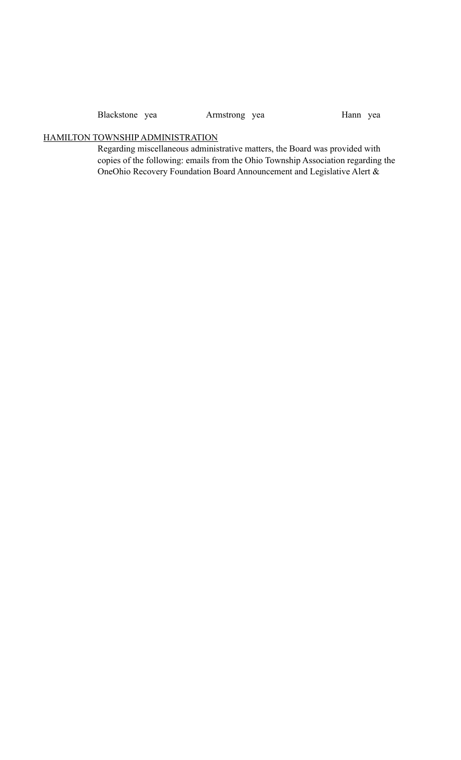Blackstone yea Armstrong yea Hann yea

<u>HAMILTON TOWNSHIP ADMINISTRATION</u>

Regarding miscellaneous administrative matters, the Board was provided with copies of the following: emails from the Ohio Township Association regarding the OneOhio Recovery Foundation Board Announcement and Legislative Alert &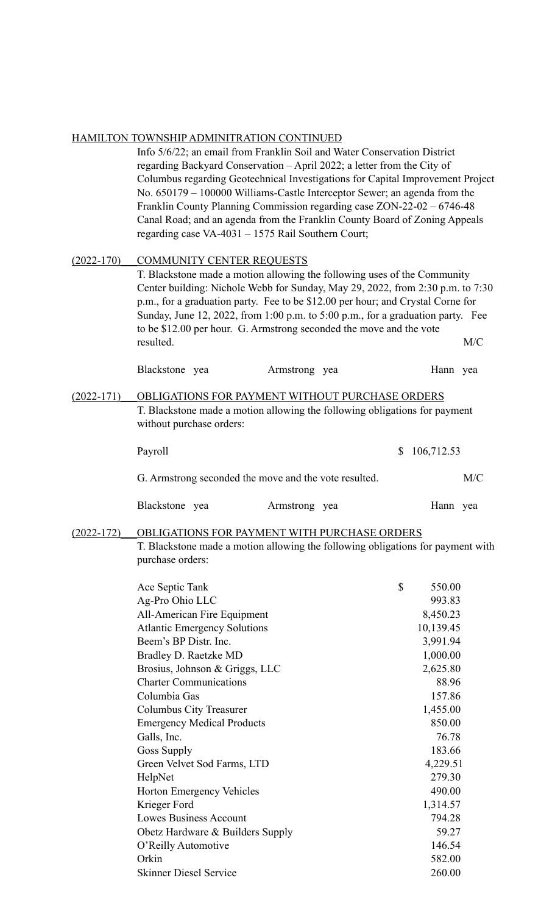HAMILTON TOWNSHIP ADMINITRATION CONTINUED

Info 5/6/22; an email from Franklin Soil and Water Conservation District regarding Backyard Conservation – April 2022; a letter from the City of Columbus regarding Geotechnical Investigations for Capital Improvement Project No. 650179 – 100000 Williams-Castle Interceptor Sewer; an agenda from the Franklin County Planning Commission regarding case ZON-22-02 – 6746-48 Canal Road; and an agenda from the Franklin County Board of Zoning Appeals regarding case VA-4031 – 1575 Rail Southern Court;

(2022-170) COMMUNITY CENTER REQUESTS

T. Blackstone made a motion allowing the following uses of the Community Center building: Nichole Webb for Sunday, May 29, 2022, from 2:30 p.m. to 7:30 p.m., for a graduation party. Fee to be $12.00 per hour; and Crystal Corne for Sunday, June 12, 2022, from 1:00 p.m. to 5:00 p.m., for a graduation party. Fee to be $12.00 per hour. G. Armstrong seconded the move and the vote resulted. M/C

Blackstone yea Armstrong yea Hann yea

(2022-171) OBLIGATIONS FOR PAYMENT WITHOUT PURCHASE ORDERS

T. Blackstone made a motion allowing the following obligations for payment without purchase orders:

| | |
|---|---|
| Payroll | $ 106,712.53 |

G. Armstrong seconded the move and the vote resulted. M/C

Blackstone yea Armstrong yea Hann yea

(2022-172) OBLIGATIONS FOR PAYMENT WITH PURCHASE ORDERS

T. Blackstone made a motion allowing the following obligations for payment with purchase orders:

| | |
|---|---|
| Ace Septic Tank | $ 550.00 |
| Ag-Pro Ohio LLC | 993.83 |
| All-American Fire Equipment | 8,450.23 |
| Atlantic Emergency Solutions | 10,139.45 |
| Beem's BP Distr. Inc. | 3,991.94 |
| Bradley D. Raetzke MD | 1,000.00 |
| Brosius, Johnson & Griggs, LLC | 2,625.80 |
| Charter Communications | 88.96 |
| Columbia Gas | 157.86 |
| Columbus City Treasurer | 1,455.00 |
| Emergency Medical Products | 850.00 |
| Galls, Inc. | 76.78 |
| Goss Supply | 183.66 |
| Green Velvet Sod Farms, LTD | 4,229.51 |
| HelpNet | 279.30 |
| Horton Emergency Vehicles | 490.00 |
| Krieger Ford | 1,314.57 |
| Lowes Business Account | 794.28 |
| Obetz Hardware & Builders Supply | 59.27 |
| O'Reilly Automotive | 146.54 |
| Orkin | 582.00 |
| Skinner Diesel Service | 260.00 |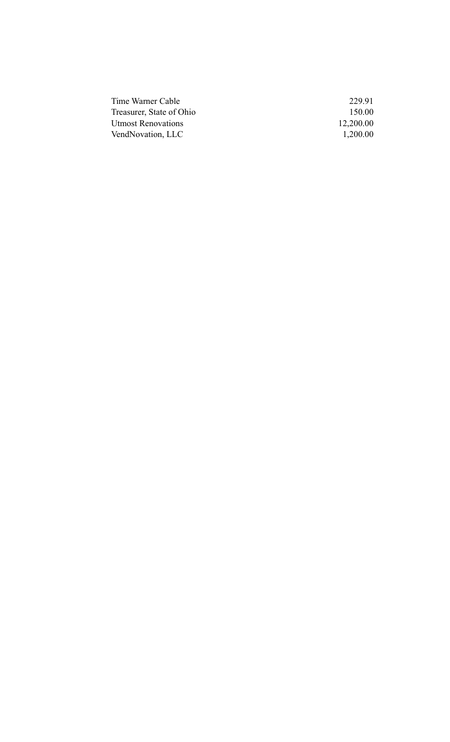| | |
|---|---|
| Time Warner Cable | 229.91 |
| Treasurer, State of Ohio | 150.00 |
| Utmost Renovations | 12,200.00 |
| VendNovation, LLC | 1,200.00 |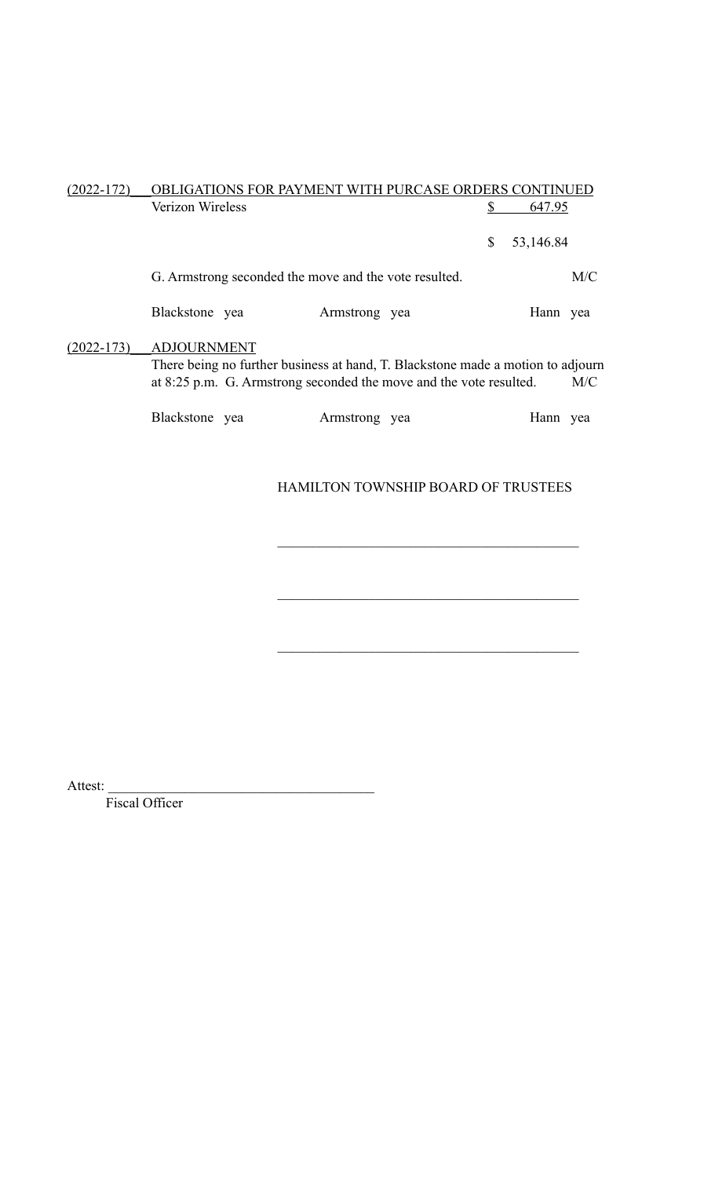(2022-172) OBLIGATIONS FOR PAYMENT WITH PURCASE ORDERS CONTINUED

| | |
|---|---|
| Verizon Wireless | $ 647.95 |
| | $ 53,146.84 |

G. Armstrong seconded the move and the vote resulted. M/C

Blackstone yea Armstrong yea Hann yea

(2022-173) ADJOURNMENT

There being no further business at hand, T. Blackstone made a motion to adjourn at 8:25 p.m. G. Armstrong seconded the move and the vote resulted. M/C

Blackstone yea Armstrong yea Hann yea

HAMILTON TOWNSHIP BOARD OF TRUSTEES

\_\_\_\_\_\_\_\_\_\_\_\_\_\_\_\_\_\_\_\_\_\_\_\_\_\_\_\_\_\_\_\_\_\_\_\_\_\_\_\_

\_\_\_\_\_\_\_\_\_\_\_\_\_\_\_\_\_\_\_\_\_\_\_\_\_\_\_\_\_\_\_\_\_\_\_\_\_\_\_\_

\_\_\_\_\_\_\_\_\_\_\_\_\_\_\_\_\_\_\_\_\_\_\_\_\_\_\_\_\_\_\_\_\_\_\_\_\_\_\_\_

Attest: \_\_\_\_\_\_\_\_\_\_\_\_\_\_\_\_\_\_\_\_\_\_\_\_\_\_\_\_\_\_\_\_\_\_\_\_\_\_
Fiscal Officer